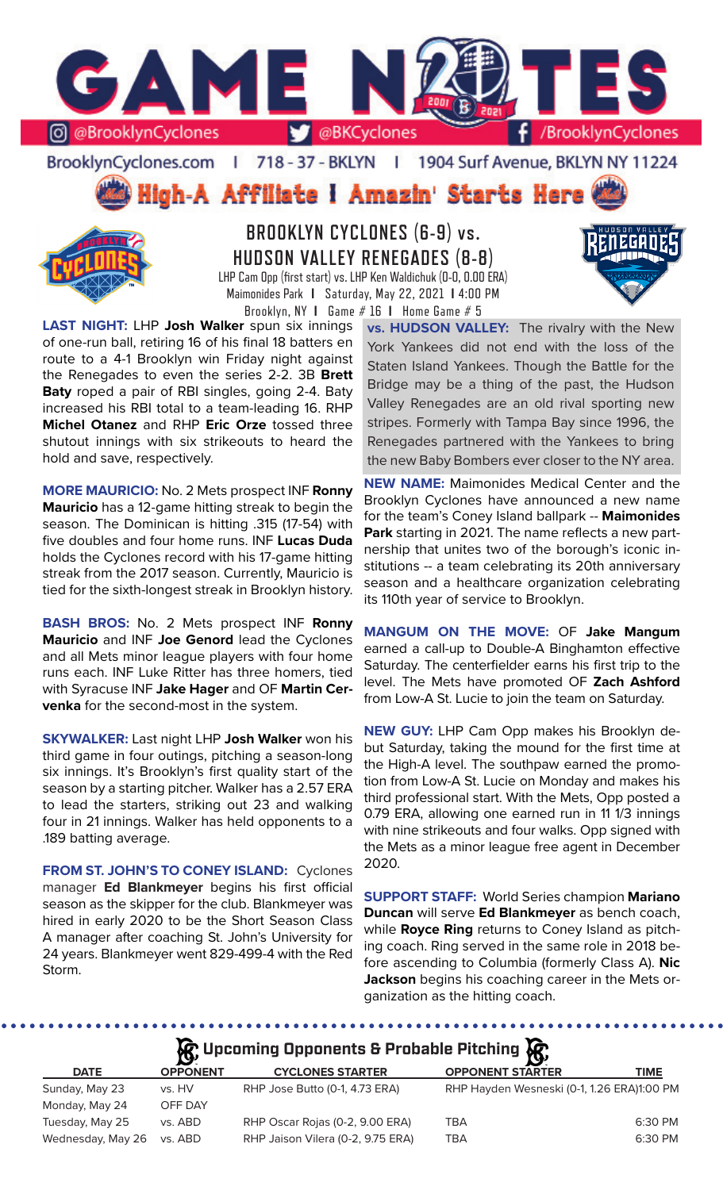# GAME NOTES

@BrooklynCyclones | @BKCyclones | /BrooklynCyclones

BrooklynCyclones.com | 718 - 37 - BKLYN | 1904 Surf Avenue, BKLYN NY 11224

## High-A Affiliate I Amazin' Starts Here

## BROOKLYN CYCLONES (6-9) vs. HUDSON VALLEY RENEGADES (8-8)

LHP Cam Opp (first start) vs. LHP Ken Waldichuk (0-0, 0.00 ERA)
Maimonides Park | Saturday, May 22, 2021 | 4:00 PM
Brooklyn, NY | Game # 16 | Home Game # 5

**LAST NIGHT:** LHP **Josh Walker** spun six innings of one-run ball, retiring 16 of his final 18 batters en route to a 4-1 Brooklyn win Friday night against the Renegades to even the series 2-2. 3B **Brett Baty** roped a pair of RBI singles, going 2-4. Baty increased his RBI total to a team-leading 16. RHP **Michel Otanez** and RHP **Eric Orze** tossed three shutout innings with six strikeouts to heard the hold and save, respectively.

**MORE MAURICIO:** No. 2 Mets prospect INF **Ronny Mauricio** has a 12-game hitting streak to begin the season. The Dominican is hitting .315 (17-54) with five doubles and four home runs. INF **Lucas Duda** holds the Cyclones record with his 17-game hitting streak from the 2017 season. Currently, Mauricio is tied for the sixth-longest streak in Brooklyn history.

**BASH BROS:** No. 2 Mets prospect INF **Ronny Mauricio** and INF **Joe Genord** lead the Cyclones and all Mets minor league players with four home runs each. INF Luke Ritter has three homers, tied with Syracuse INF **Jake Hager** and OF **Martin Cervenka** for the second-most in the system.

**SKYWALKER:** Last night LHP **Josh Walker** won his third game in four outings, pitching a season-long six innings. It's Brooklyn's first quality start of the season by a starting pitcher. Walker has a 2.57 ERA to lead the starters, striking out 23 and walking four in 21 innings. Walker has held opponents to a .189 batting average.

**FROM ST. JOHN'S TO CONEY ISLAND:** Cyclones manager **Ed Blankmeyer** begins his first official season as the skipper for the club. Blankmeyer was hired in early 2020 to be the Short Season Class A manager after coaching St. John's University for 24 years. Blankmeyer went 829-499-4 with the Red Storm.

**vs. HUDSON VALLEY:** The rivalry with the New York Yankees did not end with the loss of the Staten Island Yankees. Though the Battle for the Bridge may be a thing of the past, the Hudson Valley Renegades are an old rival sporting new stripes. Formerly with Tampa Bay since 1996, the Renegades partnered with the Yankees to bring the new Baby Bombers ever closer to the NY area.

**NEW NAME:** Maimonides Medical Center and the Brooklyn Cyclones have announced a new name for the team's Coney Island ballpark -- **Maimonides Park** starting in 2021. The name reflects a new partnership that unites two of the borough's iconic institutions -- a team celebrating its 20th anniversary season and a healthcare organization celebrating its 110th year of service to Brooklyn.

**MANGUM ON THE MOVE:** OF **Jake Mangum** earned a call-up to Double-A Binghamton effective Saturday. The centerfielder earns his first trip to the level. The Mets have promoted OF **Zach Ashford** from Low-A St. Lucie to join the team on Saturday.

**NEW GUY:** LHP Cam Opp makes his Brooklyn debut Saturday, taking the mound for the first time at the High-A level. The southpaw earned the promotion from Low-A St. Lucie on Monday and makes his third professional start. With the Mets, Opp posted a 0.79 ERA, allowing one earned run in 11 1/3 innings with nine strikeouts and four walks. Opp signed with the Mets as a minor league free agent in December 2020.

**SUPPORT STAFF:** World Series champion **Mariano Duncan** will serve **Ed Blankmeyer** as bench coach, while **Royce Ring** returns to Coney Island as pitching coach. Ring served in the same role in 2018 before ascending to Columbia (formerly Class A). **Nic Jackson** begins his coaching career in the Mets organization as the hitting coach.

### Upcoming Opponents & Probable Pitching

| DATE | OPPONENT | CYCLONES STARTER | OPPONENT STARTER | TIME |
|---|---|---|---|---|
| Sunday, May 23 | vs. HV | RHP Jose Butto (0-1, 4.73 ERA) | RHP Hayden Wesneski (0-1, 1.26 ERA) | 1:00 PM |
| Monday, May 24 | OFF DAY | | | |
| Tuesday, May 25 | vs. ABD | RHP Oscar Rojas (0-2, 9.00 ERA) | TBA | 6:30 PM |
| Wednesday, May 26 | vs. ABD | RHP Jaison Vilera (0-2, 9.75 ERA) | TBA | 6:30 PM |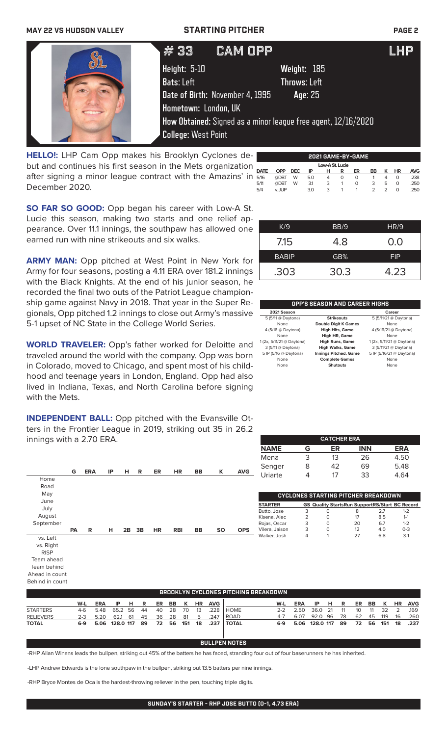MAY 22 VS HUDSON VALLEY — STARTING PITCHER

# # 33 CAM OPP — LHP

**Height:** 5-10 **Weight:** 185
**Bats:** Left **Throws:** Left
**Date of Birth:** November 4, 1995 **Age:** 25
**Hometown:** London, UK
**How Obtained:** Signed as a minor league free agent, 12/16/2020
**College:** West Point

**HELLO!:** LHP Cam Opp makes his Brooklyn Cyclones debut and continues his first season in the Mets organization after signing a minor league contract with the Amazins' in December 2020.

**SO FAR SO GOOD:** Opp began his career with Low-A St. Lucie this season, making two starts and one relief appearance. Over 11.1 innings, the southpaw has allowed one earned run with nine strikeouts and six walks.

**ARMY MAN:** Opp pitched at West Point in New York for Army for four seasons, posting a 4.11 ERA over 181.2 innings with the Black Knights. At the end of his junior season, he recorded the final two outs of the Patriot League championship game against Navy in 2018. That year in the Super Regionals, Opp pitched 1.2 innings to close out Army's massive 5-1 upset of NC State in the College World Series.

**WORLD TRAVELER:** Opp's father worked for Deloitte and traveled around the world with the company. Opp was born in Colorado, moved to Chicago, and spent most of his childhood and teenage years in London, England. Opp had also lived in Indiana, Texas, and North Carolina before signing with the Mets.

**INDEPENDENT BALL:** Opp pitched with the Evansville Otters in the Frontier League in 2019, striking out 35 in 26.2 innings with a 2.70 ERA.

### 2021 GAME-BY-GAME

| DATE | OPP | DEC | IP | H | R | ER | BB | K | HR | AVG |
|---|---|---|---|---|---|---|---|---|---|---|
| **Low-A St. Lucie** | | | | | | | | | | |
| 5/16 | @DBT | W | 5.0 | 4 | 0 | 0 | 1 | 4 | 0 | .238 |
| 5/11 | @DBT | W | 3.1 | 3 | 1 | 0 | 3 | 5 | 0 | .250 |
| 5/4 | v. JUP | | 3.0 | 3 | 1 | 1 | 2 | 2 | 0 | .250 |

| K/9 | BB/9 | HR/9 |
|---|---|---|
| 7.15 | 4.8 | 0.0 |
| **BABIP** | **GB%** | **FIP** |
| .303 | 30.3 | 4.23 |

### OPP'S SEASON AND CAREER HIGHS

| 2021 Season | | Career |
|---|---|---|
| 5 (5/11 @ Daytona) | Strikeouts | 5 (5/11/21 @ Daytona) |
| None | Double Digit K Games | None |
| 4 (5/16 @ Daytona) | High Hits, Game | 4 (5/16/21 @ Daytona) |
| None | High HR, Game | None |
| 1 (2x, 5/11/21 @ Daytona) | High Runs, Game | 1 (2x, 5/11/21 @ Daytona) |
| 3 (5/11 @ Daytona) | High Walks, Game | 3 (5/11/21 @ Daytona) |
| 5 IP (5/16 @ Daytona) | Innings Pitched, Game | 5 IP (5/16/21 @ Daytona) |
| None | Complete Games | None |
| None | Shutouts | None |

| | G | ERA | IP | H | R | ER | HR | BB | K | AVG |
|---|---|---|---|---|---|---|---|---|---|---|
| Home | | | | | | | | | | |
| Road | | | | | | | | | | |
| May | | | | | | | | | | |
| June | | | | | | | | | | |
| July | | | | | | | | | | |
| August | | | | | | | | | | |
| September | | | | | | | | | | |

| | PA | R | H | 2B | 3B | HR | RBI | BB | SO | OPS |
|---|---|---|---|---|---|---|---|---|---|---|
| vs. Left | | | | | | | | | | |
| vs. Right | | | | | | | | | | |
| RISP | | | | | | | | | | |
| Team ahead | | | | | | | | | | |
| Team behind | | | | | | | | | | |
| Ahead in count | | | | | | | | | | |
| Behind in count | | | | | | | | | | |

### CATCHER ERA

| NAME | G | ER | INN | ERA |
|---|---|---|---|---|
| Mena | 3 | 13 | 26 | 4.50 |
| Senger | 8 | 42 | 69 | 5.48 |
| Uriarte | 4 | 17 | 33 | 4.64 |

### CYCLONES STARTING PITCHER BREAKDOWN

| STARTER | GS | Quality Starts | Run Support | RS/Start | BC Record |
|---|---|---|---|---|---|
| Butto, Jose | 3 | 0 | 8 | 2.7 | 1-2 |
| Kisena, Alec | 2 | 0 | 17 | 8.5 | 1-1 |
| Rojas, Oscar | 3 | 0 | 20 | 6.7 | 1-2 |
| Vilera, Jaison | 3 | 0 | 12 | 4.0 | 0-3 |
| Walker, Josh | 4 | 1 | 27 | 6.8 | 3-1 |

### BROOKLYN CYCLONES PITCHING BREAKDOWN

| | W-L | ERA | IP | H | R | ER | BB | K | HR | AVG |
|---|---|---|---|---|---|---|---|---|---|---|
| STARTERS | 4-6 | 5.48 | 65.2 | 56 | 44 | 40 | 28 | 70 | 13 | .228 |
| RELIEVERS | 2-3 | 5.20 | 62.1 | 61 | 45 | 36 | 28 | 81 | 5 | .247 |
| **TOTAL** | **6-9** | **5.06** | **128.0** | **117** | **89** | **72** | **56** | **151** | **18** | **.237** |

| | W-L | ERA | IP | H | R | ER | BB | K | HR | AVG |
|---|---|---|---|---|---|---|---|---|---|---|
| HOME | 2-2 | 2.50 | 36.0 | 21 | 11 | 10 | 11 | 32 | 2 | .169 |
| ROAD | 4-7 | 6.07 | 92.0 | 96 | 78 | 62 | 45 | 119 | 16 | .260 |
| **TOTAL** | **6-9** | **5.06** | **128.0** | **117** | **89** | **72** | **56** | **151** | **18** | **.237** |

### BULLPEN NOTES

-RHP Allan Winans leads the bullpen, striking out 45% of the batters he has faced, stranding four out of four baserunners he has inherited.

-LHP Andrew Edwards is the lone southpaw in the bullpen, striking out 13.5 batters per nine innings.

-RHP Bryce Montes de Oca is the hardest-throwing reliever in the pen, touching triple digits.

**SUNDAY'S STARTER - RHP JOSE BUTTO (0-1, 4.73 ERA)**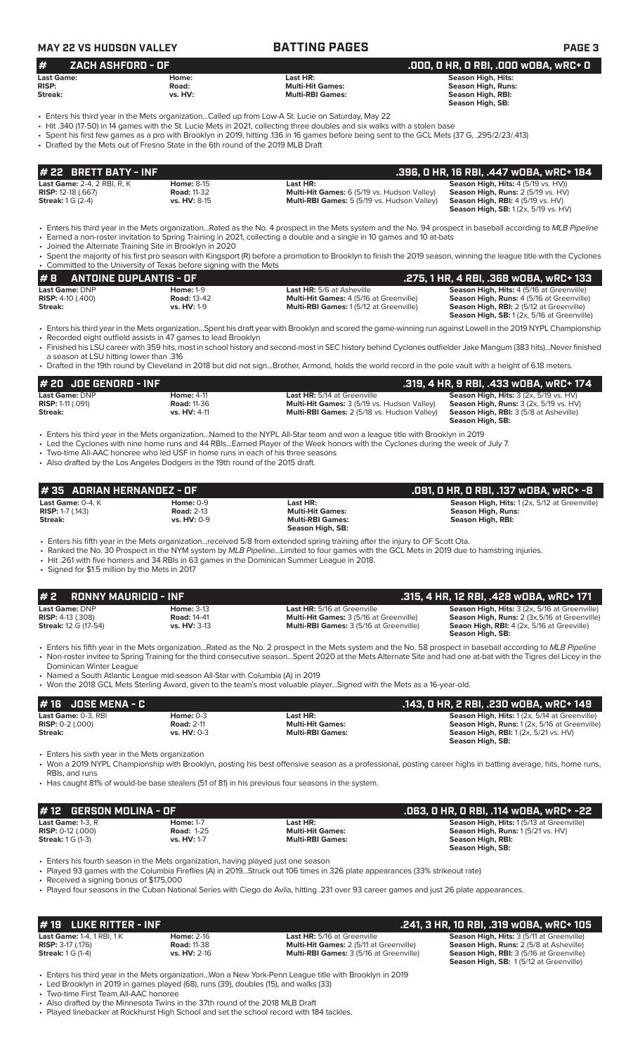## # ZACH ASHFORD - OF

**.000, 0 HR, 0 RBI, .000 wOBA, wRC+ 0**

| | | | |
|---|---|---|---|
| **Last Game:** | **Home:** | **Last HR:** | **Season High, Hits:** |
| **RISP:** | **Road:** | **Multi-Hit Games:** | **Season High, Runs:** |
| **Streak:** | **vs. HV:** | **Multi-RBI Games:** | **Season High, RBI:** |
| | | | **Season High, SB:** |

- Enters his third year in the Mets organization...Called up from Low-A St. Lucie on Saturday, May 22
- Hit .340 (17-50) in 14 games with the St. Lucie Mets in 2021, collecting three doubles and six walks with a stolen base
- Spent his first few games as a pro with Brooklyn in 2019, hitting .136 in 16 games before being sent to the GCL Mets (37 G, .295/2/23/.413)
- Drafted by the Mets out of Fresno State in the 6th round of the 2019 MLB Draft

## # 22 BRETT BATY - INF

**.396, 0 HR, 16 RBI, .447 wOBA, wRC+ 184**

| | | | |
|---|---|---|---|
| **Last Game:** 2-4, 2 RBI, R, K | **Home:** 8-15 | **Last HR:** | **Season High, Hits:** 4 (5/19 vs. HV)) |
| **RISP:** 12-18 (.667) | **Road:** 11-32 | **Multi-Hit Games:** 6 (5/19 vs. Hudson Valley) | **Season High, Runs:** 2 (5/19 vs. HV) |
| **Streak:** 1 G (2-4) | **vs. HV:** 8-15 | **Multi-RBI Games:** 5 (5/19 vs. Hudson Valley) | **Season High, RBI:** 4 (5/19 vs. HV) |
| | | | **Season High, SB:** 1 (2x, 5/19 vs. HV) |

- Enters his third year in the Mets organization...Rated as the No. 4 prospect in the Mets system and the No. 94 prospect in baseball according to *MLB Pipeline*
- Earned a non-roster invitation to Spring Training in 2021, collecting a double and a single in 10 games and 10 at-bats
- Joined the Alternate Training Site in Brooklyn in 2020
- Spent the majority of his first pro season with Kingsport (R) before a promotion to Brooklyn to finish the 2019 season, winning the league title with the Cyclones
- Committed to the University of Texas before signing with the Mets

## # 8 ANTOINE DUPLANTIS - OF

**.275, 1 HR, 4 RBI, .368 wOBA, wRC+ 133**

| | | | |
|---|---|---|---|
| **Last Game:** DNP | **Home:** 1-9 | **Last HR:** 5/6 at Asheville | **Season High, Hits:** 4 (5/16 at Greenville) |
| **RISP:** 4-10 (.400) | **Road:** 13-42 | **Multi-Hit Games:** 4 (5/16 at Greenville) | **Season High, Runs:** 4 (5/16 at Greenville) |
| **Streak:** | **vs. HV:** 1-9 | **Multi-RBI Games:** 1 (5/12 at Greenville) | **Season High, RBI:** 2 (5/12 at Greenville) |
| | | | **Season High, SB:** 1 (2x, 5/16 at Greenville) |

- Enters his third year in the Mets organization...Spent his draft year with Brooklyn and scored the game-winning run against Lowell in the 2019 NYPL Championship
- Recorded eight outfield assists in 47 games to lead Brooklyn
- Finished his LSU career with 359 hits, most in school history and second-most in SEC history behind Cyclones outfielder Jake Mangum (383 hits)...Never finished a season at LSU hitting lower than .316
- Drafted in the 19th round by Cleveland in 2018 but did not sign...Brother, Armond, holds the world record in the pole vault with a height of 6.18 meters.

## # 20 JOE GENORD - INF

**.319, 4 HR, 9 RBI, .433 wOBA, wRC+ 174**

| | | | |
|---|---|---|---|
| **Last Game:** DNP | **Home:** 4-11 | **Last HR:** 5/14 at Greenville | **Season High, Hits:** 3 (2x, 5/19 vs. HV) |
| **RISP:** 1-11 (.091) | **Road:** 11-36 | **Multi-Hit Games:** 3 (5/19 vs. Hudson Valley) | **Season High, Runs:** 3 (2x, 5/19 vs. HV) |
| **Streak:** | **vs. HV:** 4-11 | **Multi-RBI Games:** 2 (5/18 vs. Hudson Valley) | **Season High, RBI:** 3 (5/8 at Asheville) |
| | | | **Season High, SB:** |

- Enters his third year in the Mets organization...Named to the NYPL All-Star team and won a league title with Brooklyn in 2019
- Led the Cyclones with nine home runs and 44 RBIs...Earned Player of the Week honors with the Cyclones during the week of July 7.
- Two-time All-AAC honoree who led USF in home runs in each of his three seasons
- Also drafted by the Los Angeles Dodgers in the 19th round of the 2015 draft.

## # 35 ADRIAN HERNANDEZ - OF

**.091, 0 HR, 0 RBI, .137 wOBA, wRC+ -8**

| | | | |
|---|---|---|---|
| **Last Game:** 0-4, K | **Home:** 0-9 | **Last HR:** | **Season High, Hits:** 1 (2x, 5/12 at Greenville) |
| **RISP:** 1-7 (.143) | **Road:** 2-13 | **Multi-Hit Games:** | **Season High, Runs:** |
| **Streak:** | **vs. HV:** 0-9 | **Multi-RBI Games:** | **Season High, RBI:** |
| | | **Season High, SB:** | |

- Enters his fifth year in the Mets organization...received 5/8 from extended spring training after the injury to OF Scott Ota.
- Ranked the No. 30 Prospect in the NYM system by *MLB Pipeline*...Limited to four games with the GCL Mets in 2019 due to hamstring injuries.
- Hit .261 with five homers and 34 RBIs in 63 games in the Dominican Summer League in 2018.
- Signed for $1.5 million by the Mets in 2017

## # 2 RONNY MAURICIO - INF

**.315, 4 HR, 12 RBI, .428 wOBA, wRC+ 171**

| | | | |
|---|---|---|---|
| **Last Game:** DNP | **Home:** 3-13 | **Last HR:** 5/16 at Greenville | **Season High, Hits:** 3 (2x, 5/16 at Greenville) |
| **RISP:** 4-13 (.308) | **Road:** 14-41 | **Multi-Hit Games:** 3 (5/16 at Greenville) | **Season High, Runs:** 2 (3x,5/16 at Greenville) |
| **Streak:** 12 G (17-54) | **vs. HV:** 3-13 | **Multi-RBI Games:** 3 (5/16 at Greenville) | **Seaon High, RBI:** 4 (2x, 5/16 at Greville) |
| | | | **Season High, SB:** |

- Enters his fifth year in the Mets organization...Rated as the No. 2 prospect in the Mets system and the No. 58 prospect in baseball according to *MLB Pipeline*
- Non-roster invitee to Spring Training for the third consecutive season...Spent 2020 at the Mets Alternate Site and had one at-bat with the Tigres del Licey in the Dominican Winter League
- Named a South Atlantic League mid-season All-Star with Columbia (A) in 2019
- Won the 2018 GCL Mets Sterling Award, given to the team's most valuable player...Signed with the Mets as a 16-year-old.

## # 16 JOSE MENA - C

**.143, 0 HR, 2 RBI, .230 wOBA, wRC+ 149**

| | | | |
|---|---|---|---|
| **Last Game:** 0-3, RBI | **Home:** 0-3 | **Last HR:** | **Season High, Hits:** 1 (2x, 5/14 at Greenville) |
| **RISP:** 0-2 (.000) | **Road:** 2-11 | **Multi-Hit Games:** | **Season High, Runs:** 1 (2x, 5/16 at Greenville) |
| **Streak:** | **vs. HV:** 0-3 | **Multi-RBI Games:** | **Season High, RBI:** 1 (2x, 5/21 vs. HV) |
| | | | **Season High, SB:** |

- Enters his sixth year in the Mets organization
- Won a 2019 NYPL Championship with Brooklyn, posting his best offensive season as a professional, posting career highs in batting average, hits, home runs, RBIs, and runs
- Has caught 81% of would-be base stealers (51 of 81) in his previous four seasons in the system.

## # 12 GERSON MOLINA - OF

**.063, 0 HR, 0 RBI, .114 wOBA, wRC+ -22**

| | | | |
|---|---|---|---|
| **Last Game:** 1-3, R | **Home:** 1-7 | **Last HR:** | **Season High, Hits:** 1 (5/13 at Greenville) |
| **RISP:** 0-12 (.000) | **Road:** 1-25 | **Multi-Hit Games:** | **Season High, Runs:** 1 (5/21 vs. HV) |
| **Streak:** 1 G (1-3) | **vs. HV:** 1-7 | **Multi-RBI Games:** | **Season High, RBI:** |
| | | | **Season High, SB:** |

- Enters his fourth season in the Mets organization, having played just one season
- Played 93 games with the Columbia Fireflies (A) in 2019...Struck out 106 times in 326 plate appearances (33% strikeout rate)
- Received a signing bonus of $175,000
- Played four seasons in the Cuban National Series with Ciego de Avila, hitting .231 over 93 career games and just 26 plate appearances.

## # 19 LUKE RITTER - INF

**.241, 3 HR, 10 RBI, .319 wOBA, wRC+ 105**

| | | | |
|---|---|---|---|
| **Last Game:** 1-4, 1 RBI, 1 K | **Home:** 2-16 | **Last HR:** 5/16 at Greenville | **Season High, Hits:** 3 (5/11 at Greenville) |
| **RISP:** 3-17 (.176) | **Road:** 11-38 | **Multi-Hit Games:** 2 (5/11 at Greenville) | **Season High, Runs:** 2 (5/8 at Asheville) |
| **Streak:** 1 G (1-4) | **vs. HV:** 2-16 | **Multi-RBI Games:** 3 (5/16 at Greenville) | **Season High, RBI:** 3 (5/16 at Greenville) |
| | | | **Season High, SB:** 1 (5/12 at Greenville) |

- Enters his third year in the Mets organization...Won a New York-Penn League title with Brooklyn in 2019
- Led Brooklyn in 2019 in games played (68), runs (39), doubles (15), and walks (33)
- Two-time First Team All-AAC honoree
- Also drafted by the Minnesota Twins in the 37th round of the 2018 MLB Draft
- Played linebacker at Rockhurst High School and set the school record with 184 tackles.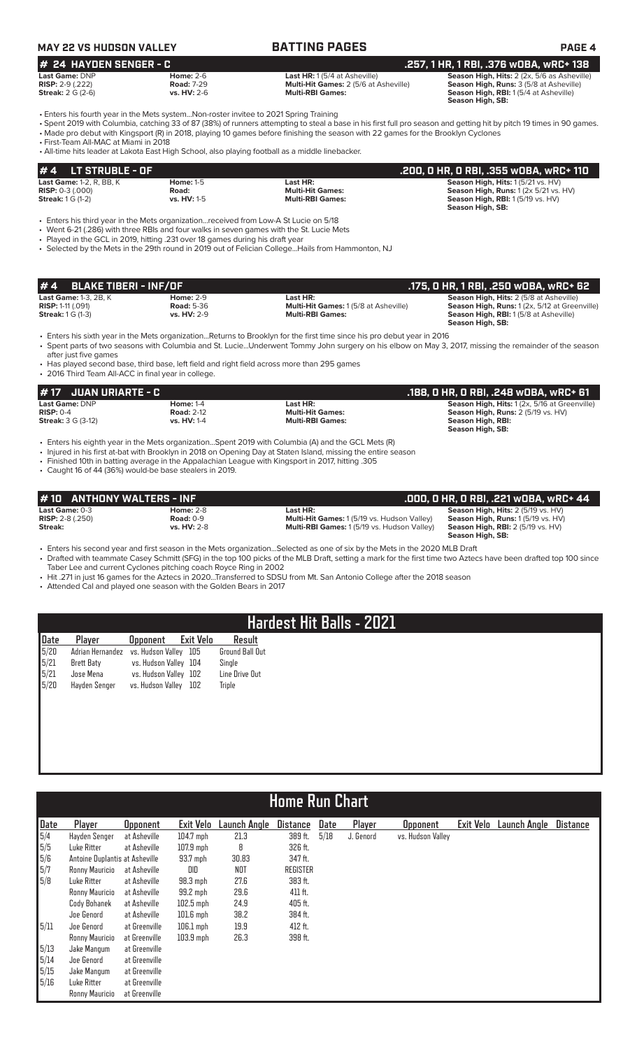**MAY 22 VS HUDSON VALLEY** — **BATTING PAGES**

## # 24 HAYDEN SENGER - C — .257, 1 HR, 1 RBI, .376 wOBA, wRC+ 138

| | | | |
|---|---|---|---|
| **Last Game:** DNP | **Home:** 2-6 | **Last HR:** 1 (5/4 at Asheville) | **Season High, Hits:** 2 (2x, 5/6 as Asheville) |
| **RISP:** 2-9 (.222) | **Road:** 7-29 | **Multi-Hit Games:** 2 (5/6 at Asheville) | **Season High, Runs:** 3 (5/8 at Asheville) |
| **Streak:** 2 G (2-6) | **vs. HV:** 2-6 | **Multi-RBI Games:** | **Season High, RBI:** 1 (5/4 at Asheville) |
| | | | **Season High, SB:** |

- Enters his fourth year in the Mets system...Non-roster invitee to 2021 Spring Training
- Spent 2019 with Columbia, catching 33 of 87 (38%) of runners attempting to steal a base in his first full pro season and getting hit by pitch 19 times in 90 games.
- Made pro debut with Kingsport (R) in 2018, playing 10 games before finishing the season with 22 games for the Brooklyn Cyclones
- First-Team All-MAC at Miami in 2018
- All-time hits leader at Lakota East High School, also playing football as a middle linebacker.

## # 4 LT STRUBLE - OF — .200, 0 HR, 0 RBI, .355 wOBA, wRC+ 110

| | | | |
|---|---|---|---|
| **Last Game:** 1-2, R, BB, K | **Home:** 1-5 | **Last HR:** | **Season High, Hits:** 1 (5/21 vs. HV) |
| **RISP:** 0-3 (.000) | **Road:** | **Multi-Hit Games:** | **Season High, Runs:** 1 (2x 5/21 vs. HV) |
| **Streak:** 1 G (1-2) | **vs. HV:** 1-5 | **Multi-RBI Games:** | **Season High, RBI:** 1 (5/19 vs. HV) |
| | | | **Season High, SB:** |

- Enters his third year in the Mets organization...received from Low-A St Lucie on 5/18
- Went 6-21 (.286) with three RBIs and four walks in seven games with the St. Lucie Mets
- Played in the GCL in 2019, hitting .231 over 18 games during his draft year
- Selected by the Mets in the 29th round in 2019 out of Felician College...Hails from Hammonton, NJ

## # 4 BLAKE TIBERI - INF/OF — .175, 0 HR, 1 RBI, .250 wOBA, wRC+ 62

| | | | |
|---|---|---|---|
| **Last Game:** 1-3, 2B, K | **Home:** 2-9 | **Last HR:** | **Season High, Hits:** 2 (5/8 at Asheville) |
| **RISP:** 1-11 (.091) | **Road:** 5-36 | **Multi-Hit Games:** 1 (5/8 at Asheville) | **Season High, Runs:** 1 (2x, 5/12 at Greenville) |
| **Streak:** 1 G (1-3) | **vs. HV:** 2-9 | **Multi-RBI Games:** | **Season High, RBI:** 1 (5/8 at Asheville) |
| | | | **Season High, SB:** |

- Enters his sixth year in the Mets organization...Returns to Brooklyn for the first time since his pro debut year in 2016
- Spent parts of two seasons with Columbia and St. Lucie...Underwent Tommy John surgery on his elbow on May 3, 2017, missing the remainder of the season after just five games
- Has played second base, third base, left field and right field across more than 295 games
- 2016 Third Team All-ACC in final year in college.

## # 17 JUAN URIARTE - C — .188, 0 HR, 0 RBI, .248 wOBA, wRC+ 61

| | | | |
|---|---|---|---|
| **Last Game:** DNP | **Home:** 1-4 | **Last HR:** | **Season High, Hits:** 1 (2x, 5/16 at Greenville) |
| **RISP:** 0-4 | **Road:** 2-12 | **Multi-Hit Games:** | **Season High, Runs:** 2 (5/19 vs. HV) |
| **Streak:** 3 G (3-12) | **vs. HV:** 1-4 | **Multi-RBI Games:** | **Season High, RBI:** |
| | | | **Season High, SB:** |

- Enters his eighth year in the Mets organization...Spent 2019 with Columbia (A) and the GCL Mets (R)
- Injured in his first at-bat with Brooklyn in 2018 on Opening Day at Staten Island, missing the entire season
- Finished 10th in batting average in the Appalachian League with Kingsport in 2017, hitting .305
- Caught 16 of 44 (36%) would-be base stealers in 2019.

## # 10 ANTHONY WALTERS - INF — .000, 0 HR, 0 RBI, .221 wOBA, wRC+ 44

| | | | |
|---|---|---|---|
| **Last Game:** 0-3 | **Home:** 2-8 | **Last HR:** | **Season High, Hits:** 2 (5/19 vs. HV) |
| **RISP:** 2-8 (.250) | **Road:** 0-9 | **Multi-Hit Games:** 1 (5/19 vs. Hudson Valley) | **Season High, Runs:** 1 (5/19 vs. HV) |
| **Streak:** | **vs. HV:** 2-8 | **Multi-RBI Games:** 1 (5/19 vs. Hudson Valley) | **Season High, RBI:** 2 (5/19 vs. HV) |
| | | | **Season High, SB:** |

- Enters his second year and first season in the Mets organization...Selected as one of six by the Mets in the 2020 MLB Draft
- Drafted with teammate Casey Schmitt (SFG) in the top 100 picks of the MLB Draft, setting a mark for the first time two Aztecs have been drafted top 100 since Taber Lee and current Cyclones pitching coach Royce Ring in 2002
- Hit .271 in just 16 games for the Aztecs in 2020...Transferred to SDSU from Mt. San Antonio College after the 2018 season
- Attended Cal and played one season with the Golden Bears in 2017

## Hardest Hit Balls - 2021

| Date | Player | Opponent | Exit Velo | Result |
|---|---|---|---|---|
| 5/20 | Adrian Hernandez | vs. Hudson Valley | 105 | Ground Ball Out |
| 5/21 | Brett Baty | vs. Hudson Valley | 104 | Single |
| 5/21 | Jose Mena | vs. Hudson Valley | 102 | Line Drive Out |
| 5/20 | Hayden Senger | vs. Hudson Valley | 102 | Triple |

## Home Run Chart

| Date | Player | Opponent | Exit Velo | Launch Angle | Distance |
|---|---|---|---|---|---|
| 5/4 | Hayden Senger | at Asheville | 104.7 mph | 21.3 | 389 ft. |
| 5/5 | Luke Ritter | at Asheville | 107.9 mph | 8 | 326 ft. |
| 5/6 | Antoine Duplantis | at Asheville | 93.7 mph | 30.83 | 347 ft. |
| 5/7 | Ronny Mauricio | at Asheville | DID | NOT | REGISTER |
| 5/8 | Luke Ritter | at Asheville | 98.3 mph | 27.6 | 383 ft. |
| | Ronny Mauricio | at Asheville | 99.2 mph | 29.6 | 411 ft. |
| | Cody Bohanek | at Asheville | 102.5 mph | 24.9 | 405 ft. |
| | Joe Genord | at Asheville | 101.6 mph | 38.2 | 384 ft. |
| 5/11 | Joe Genord | at Greenville | 106.1 mph | 19.9 | 412 ft. |
| | Ronny Mauricio | at Greenville | 103.9 mph | 26.3 | 398 ft. |
| 5/13 | Jake Mangum | at Greenville | | | |
| 5/14 | Joe Genord | at Greenville | | | |
| 5/15 | Jake Mangum | at Greenville | | | |
| 5/16 | Luke Ritter | at Greenville | | | |
| | Ronny Mauricio | at Greenville | | | |
| 5/18 | J. Genord | vs. Hudson Valley | | | |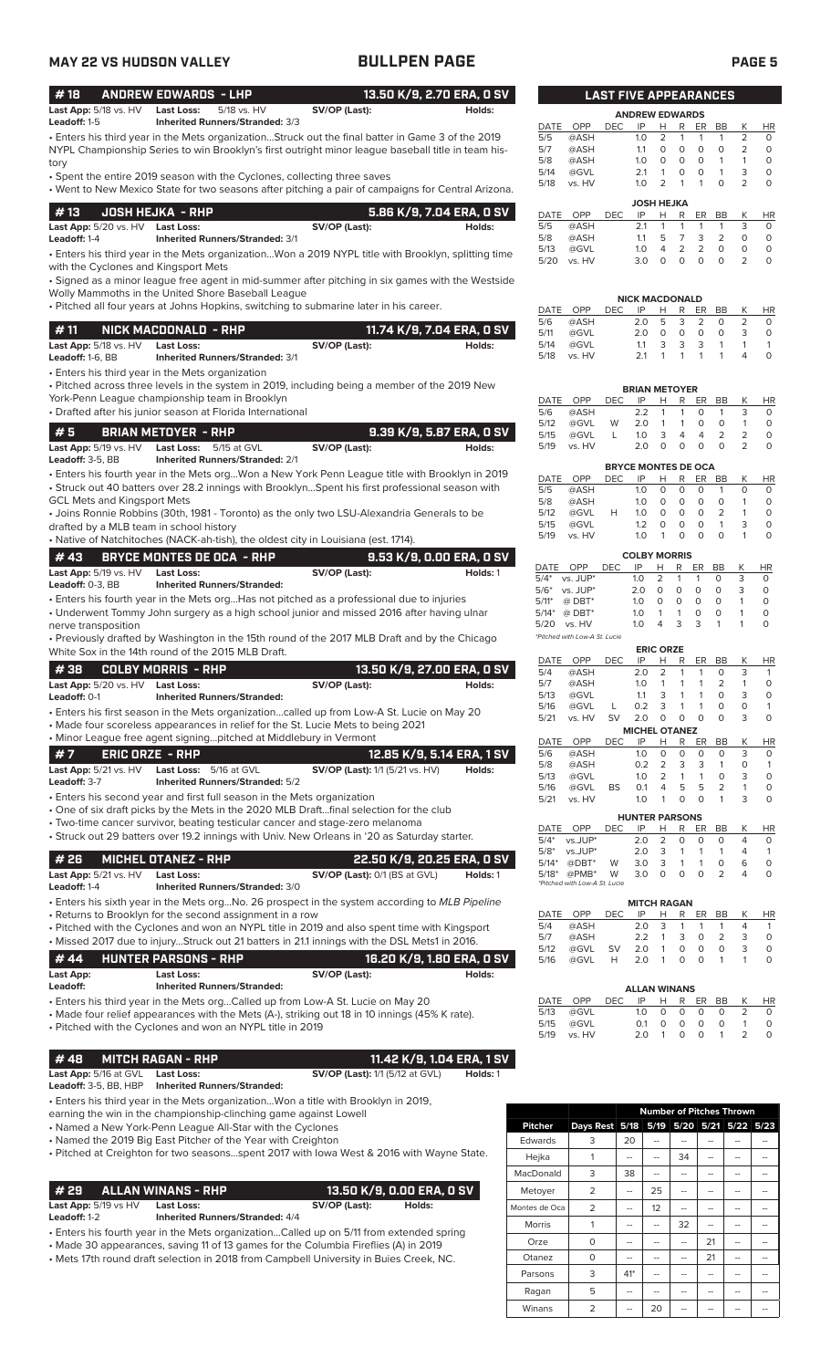## MAY 22 VS HUDSON VALLEY — BULLPEN PAGE

### # 18 ANDREW EDWARDS - LHP — 13.50 K/9, 2.70 ERA, 0 SV

**Last App:** 5/18 vs. HV **Last Loss:** 5/18 vs. HV **SV/OP (Last):** **Holds:**
**Leadoff:** 1-5 **Inherited Runners/Stranded:** 3/3

- Enters his third year in the Mets organization...Struck out the final batter in Game 3 of the 2019 NYPL Championship Series to win Brooklyn's first outright minor league baseball title in team history
- Spent the entire 2019 season with the Cyclones, collecting three saves
- Went to New Mexico State for two seasons after pitching a pair of campaigns for Central Arizona.

### # 13 JOSH HEJKA - RHP — 5.86 K/9, 7.04 ERA, 0 SV

**Last App:** 5/20 vs. HV **Last Loss:** **SV/OP (Last):** **Holds:**
**Leadoff:** 1-4 **Inherited Runners/Stranded:** 3/1

- Enters his third year in the Mets organization...Won a 2019 NYPL title with Brooklyn, splitting time with the Cyclones and Kingsport Mets
- Signed as a minor league free agent in mid-summer after pitching in six games with the Westside Wolly Mammoths in the United Shore Baseball League
- Pitched all four years at Johns Hopkins, switching to submarine later in his career.

### # 11 NICK MACDONALD - RHP — 11.74 K/9, 7.04 ERA, 0 SV

**Last App:** 5/18 vs. HV **Last Loss:** **SV/OP (Last):** **Holds:**
**Leadoff:** 1-6, BB **Inherited Runners/Stranded:** 3/1

- Enters his third year in the Mets organization
- Pitched across three levels in the system in 2019, including being a member of the 2019 New York-Penn League championship team in Brooklyn
- Drafted after his junior season at Florida International

### # 5 BRIAN METOYER - RHP — 9.39 K/9, 5.87 ERA, 0 SV

**Last App:** 5/19 vs. HV **Last Loss:** 5/15 at GVL **SV/OP (Last):** **Holds:**
**Leadoff:** 3-5, BB **Inherited Runners/Stranded:** 2/1

- Enters his fourth year in the Mets org...Won a New York Penn League title with Brooklyn in 2019
- Struck out 40 batters over 28.2 innings with Brooklyn...Spent his first professional season with GCL Mets and Kingsport Mets
- Joins Ronnie Robbins (30th, 1981 - Toronto) as the only two LSU-Alexandria Generals to be drafted by a MLB team in school history
- Native of Natchitoches (NACK-ah-tish), the oldest city in Louisiana (est. 1714).

### # 43 BRYCE MONTES DE OCA - RHP — 9.53 K/9, 0.00 ERA, 0 SV

**Last App:** 5/19 vs. HV **Last Loss:** **SV/OP (Last):** **Holds:** 1
**Leadoff:** 0-3, BB **Inherited Runners/Stranded:**

- Enters his fourth year in the Mets org...Has not pitched as a professional due to injuries
- Underwent Tommy John surgery as a high school junior and missed 2016 after having ulnar nerve transposition
- Previously drafted by Washington in the 15th round of the 2017 MLB Draft and by the Chicago White Sox in the 14th round of the 2015 MLB Draft.

### # 38 COLBY MORRIS - RHP — 13.50 K/9, 27.00 ERA, 0 SV

**Last App:** 5/20 vs. HV **Last Loss:** **SV/OP (Last):** **Holds:**
**Leadoff:** 0-1 **Inherited Runners/Stranded:**

- Enters his first season in the Mets organization...called up from Low-A St. Lucie on May 20
- Made four scoreless appearances in relief for the St. Lucie Mets to being 2021
- Minor League free agent signing...pitched at Middlebury in Vermont

### # 7 ERIC ORZE - RHP — 12.85 K/9, 5.14 ERA, 1 SV

**Last App:** 5/21 vs. HV **Last Loss:** 5/16 at GVL **SV/OP (Last):** 1/1 (5/21 vs. HV) **Holds:**
**Leadoff:** 3-7 **Inherited Runners/Stranded:** 5/2

- Enters his second year and first full season in the Mets organization
- One of six draft picks by the Mets in the 2020 MLB Draft...final selection for the club
- Two-time cancer survivor, beating testicular cancer and stage-zero melanoma
- Struck out 29 batters over 19.2 innings with Univ. New Orleans in '20 as Saturday starter.

### # 26 MICHEL OTANEZ - RHP — 22.50 K/9, 20.25 ERA, 0 SV

**Last App:** 5/21 vs. HV **Last Loss:** **SV/OP (Last):** 0/1 (BS at GVL) **Holds:** 1
**Leadoff:** 1-4 **Inherited Runners/Stranded:** 3/0

- Enters his sixth year in the Mets org...No. 26 prospect in the system according to *MLB Pipeline*
- Returns to Brooklyn for the second assignment in a row
- Pitched with the Cyclones and won an NYPL title in 2019 and also spent time with Kingsport
- Missed 2017 due to injury...Struck out 21 batters in 21.1 innings with the DSL Mets1 in 2016.

### # 44 HUNTER PARSONS - RHP — 16.20 K/9, 1.80 ERA, 0 SV

**Last App:** **Last Loss:** **SV/OP (Last):** **Holds:**
**Leadoff:** **Inherited Runners/Stranded:**

- Enters his third year in the Mets org...Called up from Low-A St. Lucie on May 20
- Made four relief appearances with the Mets (A-), striking out 18 in 10 innings (45% K rate).
- Pitched with the Cyclones and won an NYPL title in 2019

### # 48 MITCH RAGAN - RHP — 11.42 K/9, 1.04 ERA, 1 SV

**Last App:** 5/16 at GVL **Last Loss:** **SV/OP (Last):** 1/1 (5/12 at GVL) **Holds:** 1
**Leadoff:** 3-5, BB, HBP **Inherited Runners/Stranded:**

- Enters his third year in the Mets organization...Won a title with Brooklyn in 2019, earning the win in the championship-clinching game against Lowell
- Named a New York-Penn League All-Star with the Cyclones
- Named the 2019 Big East Pitcher of the Year with Creighton
- Pitched at Creighton for two seasons...spent 2017 with Iowa West & 2016 with Wayne State.

### # 29 ALLAN WINANS - RHP — 13.50 K/9, 0.00 ERA, 0 SV

**Last App:** 5/19 vs HV **Last Loss:** **SV/OP (Last):** **Holds:**
**Leadoff:** 1-2 **Inherited Runners/Stranded:** 4/4

- Enters his fourth year in the Mets organization...Called up on 5/11 from extended spring
- Made 30 appearances, saving 11 of 13 games for the Columbia Fireflies (A) in 2019
- Mets 17th round draft selection in 2018 from Campbell University in Buies Creek, NC.

## LAST FIVE APPEARANCES

**ANDREW EDWARDS**

| DATE | OPP | DEC | IP | H | R | ER | BB | K | HR |
|---|---|---|---|---|---|---|---|---|---|
| 5/5 | @ASH | | 1.0 | 2 | 1 | 1 | 1 | 2 | 0 |
| 5/7 | @ASH | | 1.1 | 0 | 0 | 0 | 0 | 2 | 0 |
| 5/8 | @ASH | | 1.0 | 0 | 0 | 0 | 1 | 1 | 0 |
| 5/14 | @GVL | | 2.1 | 1 | 0 | 0 | 1 | 3 | 0 |
| 5/18 | vs. HV | | 1.0 | 2 | 1 | 1 | 0 | 2 | 0 |

**JOSH HEJKA**

| DATE | OPP | DEC | IP | H | R | ER | BB | K | HR |
|---|---|---|---|---|---|---|---|---|---|
| 5/5 | @ASH | | 2.1 | 1 | 1 | 1 | 1 | 3 | 0 |
| 5/8 | @ASH | | 1.1 | 5 | 7 | 3 | 2 | 0 | 0 |
| 5/13 | @GVL | | 1.0 | 4 | 2 | 2 | 0 | 0 | 0 |
| 5/20 | vs. HV | | 3.0 | 0 | 0 | 0 | 0 | 2 | 0 |

**NICK MACDONALD**

| DATE | OPP | DEC | IP | H | R | ER | BB | K | HR |
|---|---|---|---|---|---|---|---|---|---|
| 5/6 | @ASH | | 2.0 | 5 | 3 | 2 | 0 | 2 | 0 |
| 5/11 | @GVL | | 2.0 | 0 | 0 | 0 | 0 | 3 | 0 |
| 5/14 | @GVL | | 1.1 | 3 | 3 | 3 | 1 | 1 | 1 |
| 5/18 | vs. HV | | 2.1 | 1 | 1 | 1 | 1 | 4 | 0 |

**BRIAN METOYER**

| DATE | OPP | DEC | IP | H | R | ER | BB | K | HR |
|---|---|---|---|---|---|---|---|---|---|
| 5/6 | @ASH | | 2.2 | 1 | 1 | 0 | 1 | 3 | 0 |
| 5/12 | @GVL | W | 2.0 | 1 | 1 | 0 | 0 | 1 | 0 |
| 5/15 | @GVL | L | 1.0 | 3 | 4 | 4 | 2 | 2 | 0 |
| 5/19 | vs. HV | | 2.0 | 0 | 0 | 0 | 0 | 2 | 0 |

**BRYCE MONTES DE OCA**

| DATE | OPP | DEC | IP | H | R | ER | BB | K | HR |
|---|---|---|---|---|---|---|---|---|---|
| 5/5 | @ASH | | 1.0 | 0 | 0 | 0 | 1 | 0 | 0 |
| 5/8 | @ASH | | 1.0 | 0 | 0 | 0 | 0 | 1 | 0 |
| 5/12 | @GVL | H | 1.0 | 0 | 0 | 0 | 2 | 1 | 0 |
| 5/15 | @GVL | | 1.2 | 0 | 0 | 0 | 1 | 3 | 0 |
| 5/19 | vs. HV | | 1.0 | 1 | 0 | 0 | 0 | 1 | 0 |

**COLBY MORRIS**

| DATE | OPP | DEC | IP | H | R | ER | BB | K | HR |
|---|---|---|---|---|---|---|---|---|---|
| 5/4* | vs. JUP* | | 1.0 | 2 | 1 | 1 | 0 | 3 | 0 |
| 5/6* | vs. JUP* | | 2.0 | 0 | 0 | 0 | 0 | 3 | 0 |
| 5/11* | @ DBT* | | 1.0 | 0 | 0 | 0 | 0 | 1 | 0 |
| 5/14* | @ DBT* | | 1.0 | 1 | 1 | 0 | 0 | 1 | 0 |
| 5/20 | vs. HV | | 1.0 | 4 | 3 | 3 | 1 | 1 | 0 |

*Pitched with Low-A St. Lucie

**ERIC ORZE**

| DATE | OPP | DEC | IP | H | R | ER | BB | K | HR |
|---|---|---|---|---|---|---|---|---|---|
| 5/4 | @ASH | | 2.0 | 2 | 1 | 1 | 0 | 3 | 1 |
| 5/7 | @ASH | | 1.0 | 1 | 1 | 1 | 2 | 1 | 0 |
| 5/13 | @GVL | | 1.1 | 3 | 1 | 1 | 0 | 3 | 0 |
| 5/16 | @GVL | L | 0.2 | 3 | 1 | 1 | 0 | 0 | 1 |
| 5/21 | vs. HV | SV | 2.0 | 0 | 0 | 0 | 0 | 3 | 0 |

**MICHEL OTANEZ**

| DATE | OPP | DEC | IP | H | R | ER | BB | K | HR |
|---|---|---|---|---|---|---|---|---|---|
| 5/6 | @ASH | | 1.0 | 0 | 0 | 0 | 0 | 3 | 0 |
| 5/8 | @ASH | | 0.2 | 2 | 3 | 3 | 1 | 0 | 1 |
| 5/13 | @GVL | | 1.0 | 2 | 1 | 1 | 0 | 3 | 0 |
| 5/16 | @GVL | BS | 0.1 | 4 | 5 | 5 | 2 | 1 | 0 |
| 5/21 | vs. HV | | 1.0 | 1 | 0 | 0 | 1 | 3 | 0 |

**HUNTER PARSONS**

| DATE | OPP | DEC | IP | H | R | ER | BB | K | HR |
|---|---|---|---|---|---|---|---|---|---|
| 5/4* | vs.JUP* | | 2.0 | 2 | 0 | 0 | 0 | 4 | 0 |
| 5/8* | vs.JUP* | | 2.0 | 3 | 1 | 1 | 1 | 4 | 1 |
| 5/14* | @DBT* | W | 3.0 | 3 | 1 | 1 | 0 | 6 | 0 |
| 5/18* | @PMB* | W | 3.0 | 0 | 0 | 0 | 2 | 4 | 0 |

*Pitched with Low-A St. Lucie

**MITCH RAGAN**

| DATE | OPP | DEC | IP | H | R | ER | BB | K | HR |
|---|---|---|---|---|---|---|---|---|---|
| 5/4 | @ASH | | 2.0 | 3 | 1 | 1 | 1 | 4 | 1 |
| 5/7 | @ASH | | 2.2 | 1 | 3 | 0 | 2 | 3 | 0 |
| 5/12 | @GVL | SV | 2.0 | 1 | 0 | 0 | 0 | 3 | 0 |
| 5/16 | @GVL | H | 2.0 | 1 | 0 | 0 | 1 | 1 | 0 |

**ALLAN WINANS**

| DATE | OPP | DEC | IP | H | R | ER | BB | K | HR |
|---|---|---|---|---|---|---|---|---|---|
| 5/13 | @GVL | | 1.0 | 0 | 0 | 0 | 0 | 2 | 0 |
| 5/15 | @GVL | | 0.1 | 0 | 0 | 0 | 0 | 1 | 0 |
| 5/19 | vs. HV | | 2.0 | 1 | 0 | 0 | 1 | 2 | 0 |

## Number of Pitches Thrown

| Pitcher | Days Rest | 5/18 | 5/19 | 5/20 | 5/21 | 5/22 | 5/23 |
|---|---|---|---|---|---|---|---|
| Edwards | 3 | 20 | -- | -- | -- | -- | -- |
| Hejka | 1 | -- | -- | 34 | -- | -- | -- |
| MacDonald | 3 | 38 | -- | -- | -- | -- | -- |
| Metoyer | 2 | -- | 25 | -- | -- | -- | -- |
| Montes de Oca | 2 | -- | 12 | -- | -- | -- | -- |
| Morris | 1 | -- | -- | 32 | -- | -- | -- |
| Orze | 0 | -- | -- | -- | 21 | -- | -- |
| Otanez | 0 | -- | -- | -- | 21 | -- | -- |
| Parsons | 3 | 41* | -- | -- | -- | -- | -- |
| Ragan | 5 | -- | -- | -- | -- | -- | -- |
| Winans | 2 | -- | 20 | -- | -- | -- | -- |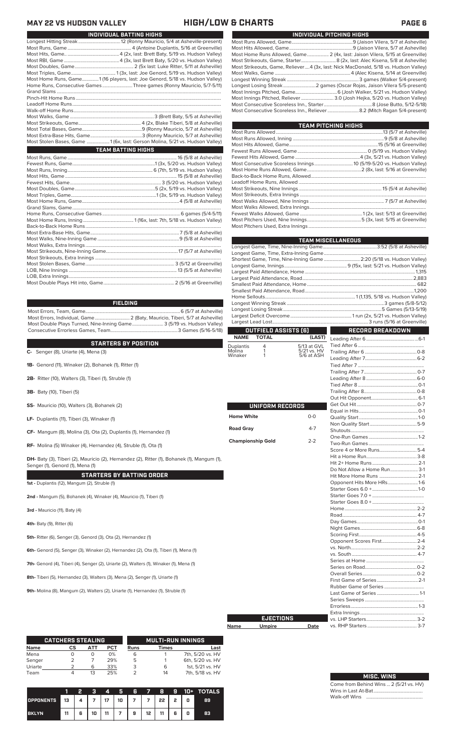# MAY 22 VS HUDSON VALLEY — HIGH/LOW & CHARTS

## INDIVIDUAL BATTING HIGHS

| | |
|---|---|
| Longest Hitting Streak | 12 (Ronny Mauricio, 5/4 at Asheville-present) |
| Most Runs, Game | 4 (Antoine Duplantis, 5/16 at Greenville) |
| Most Hits, Game | 4 (2x, last: Brett Baty, 5/19 vs. Hudson Valley) |
| Most RBI, Game | 4 (3x, last: Brett Baty, 5/20 vs. Hudson Valley) |
| Most Doubles, Game | 2 (5x last: Luke Ritter, 5/11 at Asheville) |
| Most Triples, Game | 1 (3x, last: Brett Baty, 5/19 vs. Hudson Valley) |
| Most Home Runs, Game | 1 (16 players, last: Joe Genord, 5/18 vs. Hudson Valley) |
| Home Runs, Consecutive Games | Three games (Ronny Mauricio, 5/7-5/11) |
| Grand Slams | |
| Pinch-Hit Home Runs | |
| Leadoff Home Runs | |
| Walk-off Home Runs | |
| Most Walks, Game | 3 (Brett Baty, 5/5 at Asheville) |
| Most Strikeouts, Game | 4 (2x, Blake Tiberi, 5/8 at Asheville) |
| Most Total Bases, Game | 9 (Ronny Mauricio, 5/7 at Asheville) |
| Most Extra-Base Hits, Game | 3 (Ronny Mauricio, 5/7 at Asheville) |
| Most Stolen Bases, Game | 1 (6x, last: Gerson Molina, 5/21 vs. Hudson Valley) |

## TEAM BATTING HIGHS

| | |
|---|---|
| Most Runs, Game | 16 (5/8 at Asheville) |
| Fewest Runs, Game | 1 (3x, 5/20 vs. Hudson Valley) |
| Most Runs, Inning | 6 (7th, 5/19 vs. Hudson Valley) |
| Most Hits, Game | 15 (5/8 at Asheville) |
| Fewest Hits, Game | 3 (5/20 vs. Hudson Valley) |
| Most Doubles, Game | 5 (2x, 5/19 vs. Hudson Valley) |
| Most Triples, Game | 1 (3x, 5/19 vs. Hudson Valley) |
| Most Home Runs, Game | 4 (5/8 at Asheville) |
| Grand Slams, Game | |
| Home Runs, Consecutive Games | 6 games (5/4-5/11) |
| Most Home Runs, Inning | 1 (16x, last: 7th, 5/18 vs. Hudson Valley) |
| Back-to-Back Home Runs | |
| Most Extra-Base Hits, Game | 7 (5/8 at Asheville) |
| Most Walks, Nine-Inning Game | 9 (5/8 at Asheville) |
| Most Walks, Extra Innings | |
| Most Strikeouts, Nine-Inning Game | 17 (5/7 at Asheville) |
| Most Strikeouts, Extra Innings | |
| Most Stolen Bases, Game | 3 (5/12 at Greenville) |
| LOB, Nine Innings | 13 (5/5 at Asheville) |
| LOB, Extra Innings | |
| Most Double Plays Hit into, Game | 2 (5/16 at Greenville) |

## FIELDING

| | |
|---|---|
| Most Errors, Team, Game | 6 (5/7 at Asheville) |
| Most Errors, Individual, Game | 2 (Baty, Mauricio, Tiberi, 5/7 at Asheville) |
| Most Double Plays Turned, Nine-Inning Game | 3 (5/19 vs. Hudson Valley) |
| Consecutive Errorless Games, Team | 3 Games (5/16-5/18) |

## STARTERS BY POSITION

**C-** Senger (8), Uriarte (4), Mena (3)

**1B-** Genord (11), Winaker (2), Bohanek (1), Ritter (1)

**2B-** Ritter (10), Walters (3), Tiberi (1), Struble (1)

**3B-** Baty (10), Tiberi (5)

**SS-** Mauricio (10), Walters (3), Bohanek (2)

**LF-** Duplantis (11), Tiberi (3), Winaker (1)

**CF-** Mangum (8), Molina (3), Ota (2), Duplantis (1), Hernandez (1)

**RF-** Molina (5) Winaker (4), Hernandez (4), Struble (1), Ota (1)

**DH-** Baty (3), Tiberi (2), Mauricio (2), Hernandez (2), Ritter (1), Bohanek (1), Mangum (1), Senger (1), Genord (1), Mena (1)

## STARTERS BY BATTING ORDER

**1st -** Duplantis (12), Mangum (2), Struble (1)

**2nd -** Mangum (5), Bohanek (4), Winaker (4), Mauricio (1), Tiberi (1)

**3rd -** Mauricio (11), Baty (4)

**4th-** Baty (9), Ritter (6)

**5th-** Ritter (6), Senger (3), Genord (3), Ota (2), Hernandez (1)

**6th-** Genord (5), Senger (3), Winaker (2), Hernandez (2), Ota (1), Tiberi (1), Mena (1)

**7th-** Genord (4), Tiberi (4), Senger (2), Uriarte (2), Walters (1), Winaker (1), Mena (1)

**8th-** Tiberi (5), Hernandez (3), Walters (3), Mena (2), Senger (1), Uriarte (1)

**9th-** Molina (8), Mangum (2), Walters (2), Uriarte (1), Hernandez (1), Struble (1)

## CATCHERS STEALING

| Name | CS | ATT | PCT |
|---|---|---|---|
| Mena | 0 | 0 | 0% |
| Senger | 2 | 7 | 29% |
| Uriarte | 2 | 6 | 33% |
| Team | 4 | 13 | 25% |

## MULTI-RUN INNINGS

| Runs | Times | Last |
|---|---|---|
| 6 | 1 | 7th, 5/20 vs. HV |
| 5 | 1 | 6th, 5/20 vs. HV |
| 3 | 6 | 1st, 5/21 vs. HV |
| 2 | 14 | 7th, 5/18 vs. HV |

| | 1 | 2 | 3 | 4 | 5 | 6 | 7 | 8 | 9 | 10+ | TOTALS |
|---|---|---|---|---|---|---|---|---|---|---|---|
| OPPONENTS | 13 | 4 | 7 | 17 | 10 | 7 | 7 | 22 | 2 | 0 | 89 |
| BKLYN | 11 | 6 | 10 | 11 | 7 | 9 | 12 | 11 | 6 | 0 | 83 |

## INDIVIDUAL PITCHING HIGHS

| | |
|---|---|
| Most Runs Allowed, Game | 9 (Jaison Vilera, 5/7 at Asheville) |
| Most Hits Allowed, Game | 9 (Jaison Vilera, 5/7 at Asheville) |
| Most Home Runs Allowed, Game | 2 (4x, last: Jaison Vilera, 5/15 at Greenville) |
| Most Strikeouts, Game, Starter | 8 (2x, last: Alec Kisena, 5/8 at Asheville) |
| Most Strikeouts, Game, Reliever | 4 (3x, last: Nick MacDonald, 5/18 vs. Hudson Valley) |
| Most Walks, Game | 4 (Alec Kisena, 5/14 at Greenville) |
| Longest Winning Streak | 3 games (Walker 5/4-present) |
| Longest Losing Streak | 2 games (Oscar Rojas, Jaison Vilera 5/5-present) |
| Most Innings Pitched, Game | 6 (Josh Walker, 5/21 vs. Hudson Valley) |
| Most Innings Pitched, Reliever | 3.0 (Josh Hejka, 5/20 vs. Hudson Valley) |
| Most Consecutive Scoreless Inn., Starter | 8 (Jose Butto, 5/12-5/18) |
| Most Consecutive Scoreless Inn., Reliever | 8.2 (Mitch Ragan 5/4-present) |

## TEAM PITCHING HIGHS

| | |
|---|---|
| Most Runs Allowed | 13 (5/7 at Asheville) |
| Most Runs Allowed, Inning | 9 (5/8 at Asheville) |
| Most Hits Allowed, Game | 15 (5/16 at Greenville) |
| Fewest Runs Allowed, Game | 0 (5/19 vs. Hudson Valley) |
| Fewest Hits Allowed, Game | 4 (3x, 5/21 vs. Hudson Valley) |
| Most Consecutive Scoreless Innings | 10 (5/19-5/20 vs. Hudson Valley) |
| Most Home Runs Allowed, Game | 2 (8x, last: 5/16 at Greenville) |
| Back-to-Back Home Runs, Allowed | |
| Leadoff Home Runs, Allowed | |
| Most Strikeouts, Nine Innings | 15 (5/4 at Asheville) |
| Most Strikeouts, Extra Innings | |
| Most Walks Allowed, Nine Innings | 7 (5/7 at Asheville) |
| Most Walks Allowed, Extra Innings | |
| Fewest Walks Allowed, Game | 1 (2x, last: 5/13 at Greenville) |
| Most Pitchers Used, Nine Innings | 5 (3x, last: 5/15 at Greenville) |
| Most Pitchers Used, Extra Innings | |

## TEAM MISCELLANEOUS

| | |
|---|---|
| Longest Game, Time, Nine-Inning Game | 3:52 (5/8 at Asheville) |
| Longest Game, Time, Extra-Inning Game | |
| Shortest Game, Time, Nine-Inning Game | 2:20 (5/18 vs. Hudson Valley) |
| Longest Game, Innings | 9 (15x, last: 5/21 vs. Hudson Valley) |
| Largest Paid Attendance, Home | 1,315 |
| Largest Paid Attendance, Road | 2,883 |
| Smallest Paid Attendance, Home | 682 |
| Smallest Paid Attendance, Road | 1,200 |
| Home Sellouts | 1 (1,135, 5/18 vs. Hudson Valley) |
| Longest Winning Streak | 3 games (5/8-5/12) |
| Longest Losing Streak | 5 Games (5/13-5/19) |
| Largest Deficit Overcome | 1 run (2x, 5/21 vs. Hudson Valley) |
| Largest Lead Lost | 3 runs (5/16 at Greenville) |

## OUTFIELD ASSISTS (6)

| NAME | TOTAL | (LAST) |
|---|---|---|
| Duplantis | 4 | 5/13 at GVL |
| Molina | 1 | 5/21 vs. HV |
| Winaker | 1 | 5/6 at ASH |

## UNIFORM RECORDS

| | |
|---|---|
| Home White | 0-0 |
| Road Gray | 4-7 |
| Championship Gold | 2-2 |

## EJECTIONS

| Name | Umpire | Date |
|---|---|---|

## RECORD BREAKDOWN

| | |
|---|---|
| Leading After 6 | 6-1 |
| Tied After 6 | |
| Trailing After 6 | 0-8 |
| Leading After 7 | 6-2 |
| Tied After 7 | |
| Trailing After 7 | 0-7 |
| Leading After 8 | 6-0 |
| Tied After 8 | 0-1 |
| Trailing After 8 | 0-8 |
| Out Hit Opponent | 6-1 |
| Get Out Hit | 0-7 |
| Equal in Hits | 0-1 |
| Quality Start | 1-0 |
| Non Quality Start | 5-9 |
| Shutouts | |
| One-Run Games | 1-2 |
| Two-Run Games | |
| Score 4 or More Runs | 5-4 |
| Hit a Home Run | 3-8 |
| Hit 2+ Home Runs | 2-1 |
| Do Not Allow a Home Run | 3-1 |
| Hit More Home Runs | 2-1 |
| Opponent Hits More HRs | 1-6 |
| Starter Goes 6.0 + | 1-0 |
| Starter Goes 7.0 + | |
| Starter Goes 8.0 + | |
| Home | 2-2 |
| Road | 4-7 |
| Day Games | 0-1 |
| Night Games | 6-8 |
| Scoring First | 4-5 |
| Opponent Scores First | 2-4 |
| vs. North | 2-2 |
| vs. South | 4-7 |
| Series at Home | |
| Series on Road | 0-2 |
| Overall Series | 0-2 |
| First Game of Series | 2-1 |
| Rubber Game of Series | |
| Last Game of Series | 1-1 |
| Series Sweeps | |
| Errorless | 1-3 |
| Extra Innings | |
| vs. LHP Starters | 3-2 |
| vs. RHP Starters | 3-7 |

## MISC. WINS

| | |
|---|---|
| Come from Behind Wins | 2 (5/21 vs. HV) |
| Wins in Last At-Bat | |
| Walk-off Wins | |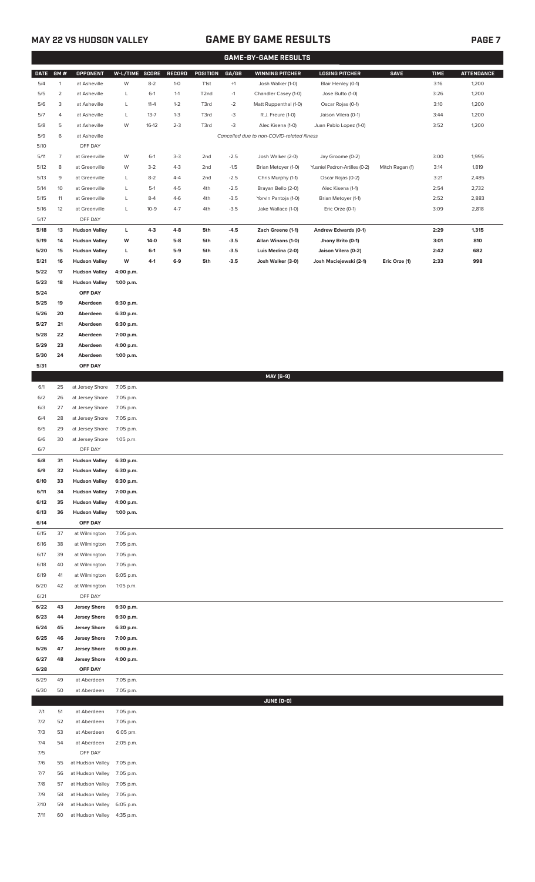## MAY 22 VS HUDSON VALLEY

## GAME BY GAME RESULTS

### GAME-BY-GAME RESULTS

| DATE | GM # | OPPONENT | W-L/TIME | SCORE | RECORD | POSITION | GA/GB | WINNING PITCHER | LOSING PITCHER | SAVE | TIME | ATTENDANCE |
|---|---|---|---|---|---|---|---|---|---|---|---|---|
| 5/4 | 1 | at Asheville | W | 8-2 | 1-0 | T1st | +1 | Josh Walker (1-0) | Blair Henley (0-1) | | 3:16 | 1,200 |
| 5/5 | 2 | at Asheville | L | 6-1 | 1-1 | T2nd | -1 | Chandler Casey (1-0) | Jose Butto (1-0) | | 3:26 | 1,200 |
| 5/6 | 3 | at Asheville | L | 11-4 | 1-2 | T3rd | -2 | Matt Ruppenthal (1-0) | Oscar Rojas (0-1) | | 3:10 | 1,200 |
| 5/7 | 4 | at Asheville | L | 13-7 | 1-3 | T3rd | -3 | R.J. Freure (1-0) | Jaison Vilera (0-1) | | 3:44 | 1,200 |
| 5/8 | 5 | at Asheville | W | 16-12 | 2-3 | T3rd | -3 | Alec Kisena (1-0) | Juan Pablo Lopez (1-0) | | 3:52 | 1,200 |
| 5/9 | 6 | at Asheville | | | | | | *Cancelled due to non-COVID-related illness* | | | | |
| 5/10 | | OFF DAY | | | | | | | | | | |
| 5/11 | 7 | at Greenville | W | 6-1 | 3-3 | 2nd | -2.5 | Josh Walker (2-0) | Jay Groome (0-2) | | 3:00 | 1,995 |
| 5/12 | 8 | at Greenville | W | 3-2 | 4-3 | 2nd | -1.5 | Brian Metoyer (1-0) | Yusniel Padron-Artilles (0-2) | Mitch Ragan (1) | 3:14 | 1,819 |
| 5/13 | 9 | at Greenville | L | 8-2 | 4-4 | 2nd | -2.5 | Chris Murphy (1-1) | Oscar Rojas (0-2) | | 3:21 | 2,485 |
| 5/14 | 10 | at Greenville | L | 5-1 | 4-5 | 4th | -2.5 | Brayan Bello (2-0) | Alec Kisena (1-1) | | 2:54 | 2,732 |
| 5/15 | 11 | at Greenville | L | 8-4 | 4-6 | 4th | -3.5 | Yorvin Pantoja (1-0) | Brian Metoyer (1-1) | | 2:52 | 2,883 |
| 5/16 | 12 | at Greenville | L | 10-9 | 4-7 | 4th | -3.5 | Jake Wallace (1-0) | Eric Orze (0-1) | | 3:09 | 2,818 |
| 5/17 | | OFF DAY | | | | | | | | | | |
| **5/18** | **13** | **Hudson Valley** | **L** | **4-3** | **4-8** | **5th** | **-4.5** | **Zach Greene (1-1)** | **Andrew Edwards (0-1)** | | **2:29** | **1,315** |
| **5/19** | **14** | **Hudson Valley** | **W** | **14-0** | **5-8** | **5th** | **-3.5** | **Allan Winans (1-0)** | **Jhony Brito (0-1)** | | **3:01** | **810** |
| **5/20** | **15** | **Hudson Valley** | **L** | **6-1** | **5-9** | **5th** | **-3.5** | **Luis Medina (2-0)** | **Jaison Vilera (0-2)** | | **2:42** | **682** |
| **5/21** | **16** | **Hudson Valley** | **W** | **4-1** | **6-9** | **5th** | **-3.5** | **Josh Walker (3-0)** | **Josh Maciejewski (2-1)** | **Eric Orze (1)** | **2:33** | **998** |
| **5/22** | **17** | **Hudson Valley** | **4:00 p.m.** | | | | | | | | | |
| **5/23** | **18** | **Hudson Valley** | **1:00 p.m.** | | | | | | | | | |
| **5/24** | | **OFF DAY** | | | | | | | | | | |
| **5/25** | **19** | **Aberdeen** | **6:30 p.m.** | | | | | | | | | |
| **5/26** | **20** | **Aberdeen** | **6:30 p.m.** | | | | | | | | | |
| **5/27** | **21** | **Aberdeen** | **6:30 p.m.** | | | | | | | | | |
| **5/28** | **22** | **Aberdeen** | **7:00 p.m.** | | | | | | | | | |
| **5/29** | **23** | **Aberdeen** | **4:00 p.m.** | | | | | | | | | |
| **5/30** | **24** | **Aberdeen** | **1:00 p.m.** | | | | | | | | | |
| **5/31** | | **OFF DAY** | | | | | | | | | | |
| | | | | | | | | **MAY (6-9)** | | | | |
| 6/1 | 25 | at Jersey Shore | 7:05 p.m. | | | | | | | | | |
| 6/2 | 26 | at Jersey Shore | 7:05 p.m. | | | | | | | | | |
| 6/3 | 27 | at Jersey Shore | 7:05 p.m. | | | | | | | | | |
| 6/4 | 28 | at Jersey Shore | 7:05 p.m. | | | | | | | | | |
| 6/5 | 29 | at Jersey Shore | 7:05 p.m. | | | | | | | | | |
| 6/6 | 30 | at Jersey Shore | 1:05 p.m. | | | | | | | | | |
| 6/7 | | OFF DAY | | | | | | | | | | |
| **6/8** | **31** | **Hudson Valley** | **6:30 p.m.** | | | | | | | | | |
| **6/9** | **32** | **Hudson Valley** | **6:30 p.m.** | | | | | | | | | |
| **6/10** | **33** | **Hudson Valley** | **6:30 p.m.** | | | | | | | | | |
| **6/11** | **34** | **Hudson Valley** | **7:00 p.m.** | | | | | | | | | |
| **6/12** | **35** | **Hudson Valley** | **4:00 p.m.** | | | | | | | | | |
| **6/13** | **36** | **Hudson Valley** | **1:00 p.m.** | | | | | | | | | |
| **6/14** | | **OFF DAY** | | | | | | | | | | |
| 6/15 | 37 | at Wilmington | 7:05 p.m. | | | | | | | | | |
| 6/16 | 38 | at Wilmington | 7:05 p.m. | | | | | | | | | |
| 6/17 | 39 | at Wilmington | 7:05 p.m. | | | | | | | | | |
| 6/18 | 40 | at Wilmington | 7:05 p.m. | | | | | | | | | |
| 6/19 | 41 | at Wilmington | 6:05 p.m. | | | | | | | | | |
| 6/20 | 42 | at Wilmington | 1:05 p.m. | | | | | | | | | |
| 6/21 | | OFF DAY | | | | | | | | | | |
| **6/22** | **43** | **Jersey Shore** | **6:30 p.m.** | | | | | | | | | |
| **6/23** | **44** | **Jersey Shore** | **6:30 p.m.** | | | | | | | | | |
| **6/24** | **45** | **Jersey Shore** | **6:30 p.m.** | | | | | | | | | |
| **6/25** | **46** | **Jersey Shore** | **7:00 p.m.** | | | | | | | | | |
| **6/26** | **47** | **Jersey Shore** | **6:00 p.m.** | | | | | | | | | |
| **6/27** | **48** | **Jersey Shore** | **4:00 p.m.** | | | | | | | | | |
| **6/28** | | **OFF DAY** | | | | | | | | | | |
| 6/29 | 49 | at Aberdeen | 7:05 p.m. | | | | | | | | | |
| 6/30 | 50 | at Aberdeen | 7:05 p.m. | | | | | | | | | |
| | | | | | | | | **JUNE (0-0)** | | | | |
| 7/1 | 51 | at Aberdeen | 7:05 p.m. | | | | | | | | | |
| 7/2 | 52 | at Aberdeen | 7:05 p.m. | | | | | | | | | |
| 7/3 | 53 | at Aberdeen | 6:05 pm. | | | | | | | | | |
| 7/4 | 54 | at Aberdeen | 2:05 p.m. | | | | | | | | | |
| 7/5 | | OFF DAY | | | | | | | | | | |
| 7/6 | 55 | at Hudson Valley | 7:05 p.m. | | | | | | | | | |
| 7/7 | 56 | at Hudson Valley | 7:05 p.m. | | | | | | | | | |
| 7/8 | 57 | at Hudson Valley | 7:05 p.m. | | | | | | | | | |
| 7/9 | 58 | at Hudson Valley | 7:05 p.m. | | | | | | | | | |
| 7/10 | 59 | at Hudson Valley | 6:05 p.m. | | | | | | | | | |
| 7/11 | 60 | at Hudson Valley | 4:35 p.m. | | | | | | | | | |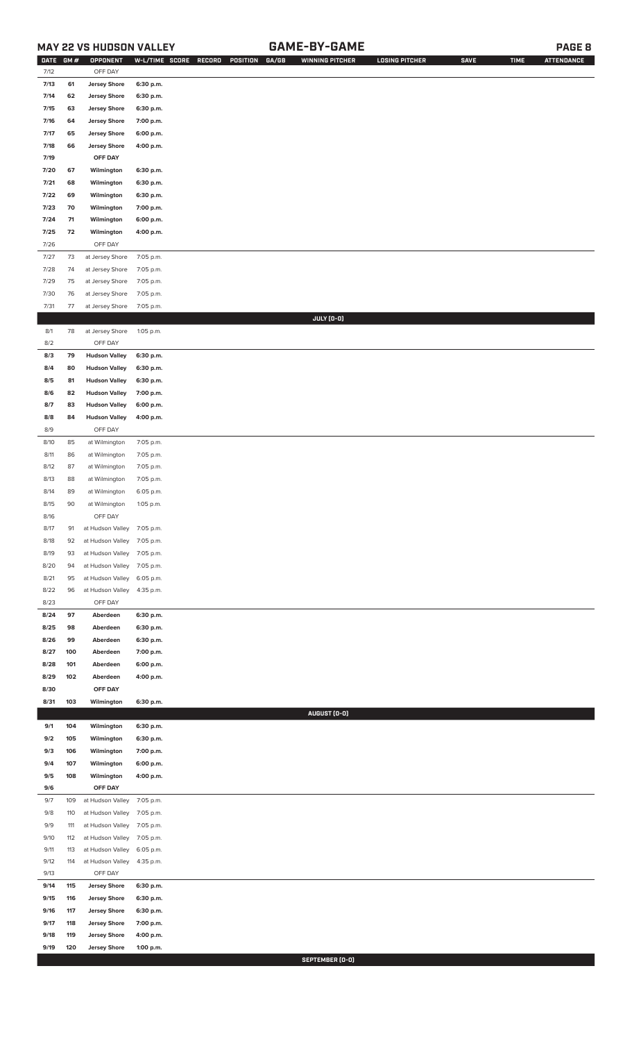## MAY 22 VS HUDSON VALLEY — GAME-BY-GAME

| DATE | GM # | OPPONENT | W-L/TIME | SCORE | RECORD | POSITION | GA/GB | WINNING PITCHER | LOSING PITCHER | SAVE | TIME | ATTENDANCE |
|---|---|---|---|---|---|---|---|---|---|---|---|---|
| 7/12 | | OFF DAY | | | | | | | | | | |
| 7/13 | 61 | Jersey Shore | 6:30 p.m. | | | | | | | | | |
| 7/14 | 62 | Jersey Shore | 6:30 p.m. | | | | | | | | | |
| 7/15 | 63 | Jersey Shore | 6:30 p.m. | | | | | | | | | |
| 7/16 | 64 | Jersey Shore | 7:00 p.m. | | | | | | | | | |
| 7/17 | 65 | Jersey Shore | 6:00 p.m. | | | | | | | | | |
| 7/18 | 66 | Jersey Shore | 4:00 p.m. | | | | | | | | | |
| 7/19 | | OFF DAY | | | | | | | | | | |
| 7/20 | 67 | Wilmington | 6:30 p.m. | | | | | | | | | |
| 7/21 | 68 | Wilmington | 6:30 p.m. | | | | | | | | | |
| 7/22 | 69 | Wilmington | 6:30 p.m. | | | | | | | | | |
| 7/23 | 70 | Wilmington | 7:00 p.m. | | | | | | | | | |
| 7/24 | 71 | Wilmington | 6:00 p.m. | | | | | | | | | |
| 7/25 | 72 | Wilmington | 4:00 p.m. | | | | | | | | | |
| 7/26 | | OFF DAY | | | | | | | | | | |
| 7/27 | 73 | at Jersey Shore | 7:05 p.m. | | | | | | | | | |
| 7/28 | 74 | at Jersey Shore | 7:05 p.m. | | | | | | | | | |
| 7/29 | 75 | at Jersey Shore | 7:05 p.m. | | | | | | | | | |
| 7/30 | 76 | at Jersey Shore | 7:05 p.m. | | | | | | | | | |
| 7/31 | 77 | at Jersey Shore | 7:05 p.m. | | | | | | | | | |
| | | | | | | | | **JULY (0-0)** | | | | |
| 8/1 | 78 | at Jersey Shore | 1:05 p.m. | | | | | | | | | |
| 8/2 | | OFF DAY | | | | | | | | | | |
| 8/3 | 79 | Hudson Valley | 6:30 p.m. | | | | | | | | | |
| 8/4 | 80 | Hudson Valley | 6:30 p.m. | | | | | | | | | |
| 8/5 | 81 | Hudson Valley | 6:30 p.m. | | | | | | | | | |
| 8/6 | 82 | Hudson Valley | 7:00 p.m. | | | | | | | | | |
| 8/7 | 83 | Hudson Valley | 6:00 p.m. | | | | | | | | | |
| 8/8 | 84 | Hudson Valley | 4:00 p.m. | | | | | | | | | |
| 8/9 | | OFF DAY | | | | | | | | | | |
| 8/10 | 85 | at Wilmington | 7:05 p.m. | | | | | | | | | |
| 8/11 | 86 | at Wilmington | 7:05 p.m. | | | | | | | | | |
| 8/12 | 87 | at Wilmington | 7:05 p.m. | | | | | | | | | |
| 8/13 | 88 | at Wilmington | 7:05 p.m. | | | | | | | | | |
| 8/14 | 89 | at Wilmington | 6:05 p.m. | | | | | | | | | |
| 8/15 | 90 | at Wilmington | 1:05 p.m. | | | | | | | | | |
| 8/16 | | OFF DAY | | | | | | | | | | |
| 8/17 | 91 | at Hudson Valley | 7:05 p.m. | | | | | | | | | |
| 8/18 | 92 | at Hudson Valley | 7:05 p.m. | | | | | | | | | |
| 8/19 | 93 | at Hudson Valley | 7:05 p.m. | | | | | | | | | |
| 8/20 | 94 | at Hudson Valley | 7:05 p.m. | | | | | | | | | |
| 8/21 | 95 | at Hudson Valley | 6:05 p.m. | | | | | | | | | |
| 8/22 | 96 | at Hudson Valley | 4:35 p.m. | | | | | | | | | |
| 8/23 | | OFF DAY | | | | | | | | | | |
| 8/24 | 97 | Aberdeen | 6:30 p.m. | | | | | | | | | |
| 8/25 | 98 | Aberdeen | 6:30 p.m. | | | | | | | | | |
| 8/26 | 99 | Aberdeen | 6:30 p.m. | | | | | | | | | |
| 8/27 | 100 | Aberdeen | 7:00 p.m. | | | | | | | | | |
| 8/28 | 101 | Aberdeen | 6:00 p.m. | | | | | | | | | |
| 8/29 | 102 | Aberdeen | 4:00 p.m. | | | | | | | | | |
| 8/30 | | OFF DAY | | | | | | | | | | |
| 8/31 | 103 | Wilmington | 6:30 p.m. | | | | | | | | | |
| | | | | | | | | **AUGUST (0-0)** | | | | |
| 9/1 | 104 | Wilmington | 6:30 p.m. | | | | | | | | | |
| 9/2 | 105 | Wilmington | 6:30 p.m. | | | | | | | | | |
| 9/3 | 106 | Wilmington | 7:00 p.m. | | | | | | | | | |
| 9/4 | 107 | Wilmington | 6:00 p.m. | | | | | | | | | |
| 9/5 | 108 | Wilmington | 4:00 p.m. | | | | | | | | | |
| 9/6 | | OFF DAY | | | | | | | | | | |
| 9/7 | 109 | at Hudson Valley | 7:05 p.m. | | | | | | | | | |
| 9/8 | 110 | at Hudson Valley | 7:05 p.m. | | | | | | | | | |
| 9/9 | 111 | at Hudson Valley | 7:05 p.m. | | | | | | | | | |
| 9/10 | 112 | at Hudson Valley | 7:05 p.m. | | | | | | | | | |
| 9/11 | 113 | at Hudson Valley | 6:05 p.m. | | | | | | | | | |
| 9/12 | 114 | at Hudson Valley | 4:35 p.m. | | | | | | | | | |
| 9/13 | | OFF DAY | | | | | | | | | | |
| 9/14 | 115 | Jersey Shore | 6:30 p.m. | | | | | | | | | |
| 9/15 | 116 | Jersey Shore | 6:30 p.m. | | | | | | | | | |
| 9/16 | 117 | Jersey Shore | 6:30 p.m. | | | | | | | | | |
| 9/17 | 118 | Jersey Shore | 7:00 p.m. | | | | | | | | | |
| 9/18 | 119 | Jersey Shore | 4:00 p.m. | | | | | | | | | |
| 9/19 | 120 | Jersey Shore | 1:00 p.m. | | | | | | | | | |
| | | | | | | | | **SEPTEMBER (0-0)** | | | | |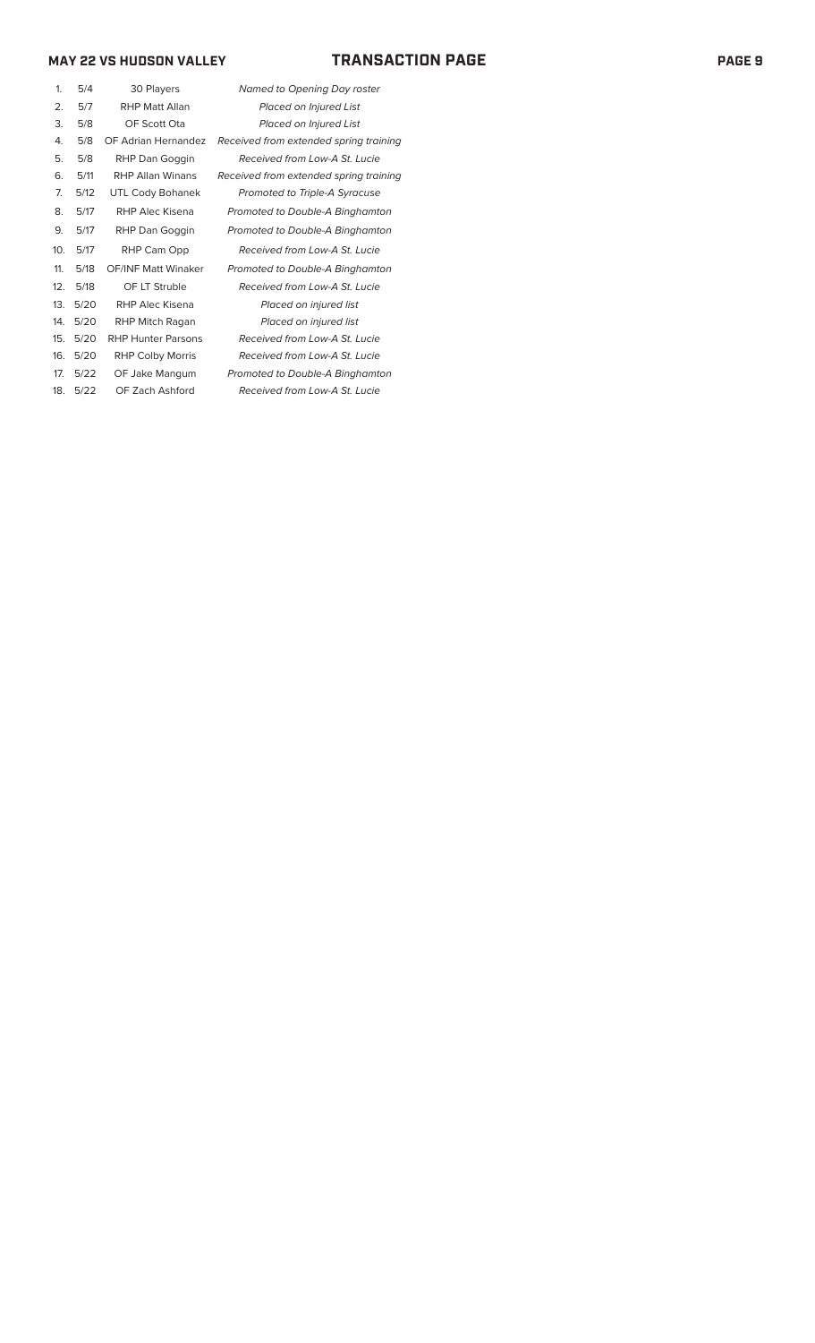## TRANSACTION PAGE

| | | | |
|---|---|---|---|
| 1. | 5/4 | 30 Players | *Named to Opening Day roster* |
| 2. | 5/7 | RHP Matt Allan | *Placed on Injured List* |
| 3. | 5/8 | OF Scott Ota | *Placed on Injured List* |
| 4. | 5/8 | OF Adrian Hernandez | *Received from extended spring training* |
| 5. | 5/8 | RHP Dan Goggin | *Received from Low-A St. Lucie* |
| 6. | 5/11 | RHP Allan Winans | *Received from extended spring training* |
| 7. | 5/12 | UTL Cody Bohanek | *Promoted to Triple-A Syracuse* |
| 8. | 5/17 | RHP Alec Kisena | *Promoted to Double-A Binghamton* |
| 9. | 5/17 | RHP Dan Goggin | *Promoted to Double-A Binghamton* |
| 10. | 5/17 | RHP Cam Opp | *Received from Low-A St. Lucie* |
| 11. | 5/18 | OF/INF Matt Winaker | *Promoted to Double-A Binghamton* |
| 12. | 5/18 | OF LT Struble | *Received from Low-A St. Lucie* |
| 13. | 5/20 | RHP Alec Kisena | *Placed on injured list* |
| 14. | 5/20 | RHP Mitch Ragan | *Placed on injured list* |
| 15. | 5/20 | RHP Hunter Parsons | *Received from Low-A St. Lucie* |
| 16. | 5/20 | RHP Colby Morris | *Received from Low-A St. Lucie* |
| 17. | 5/22 | OF Jake Mangum | *Promoted to Double-A Binghamton* |
| 18. | 5/22 | OF Zach Ashford | *Received from Low-A St. Lucie* |